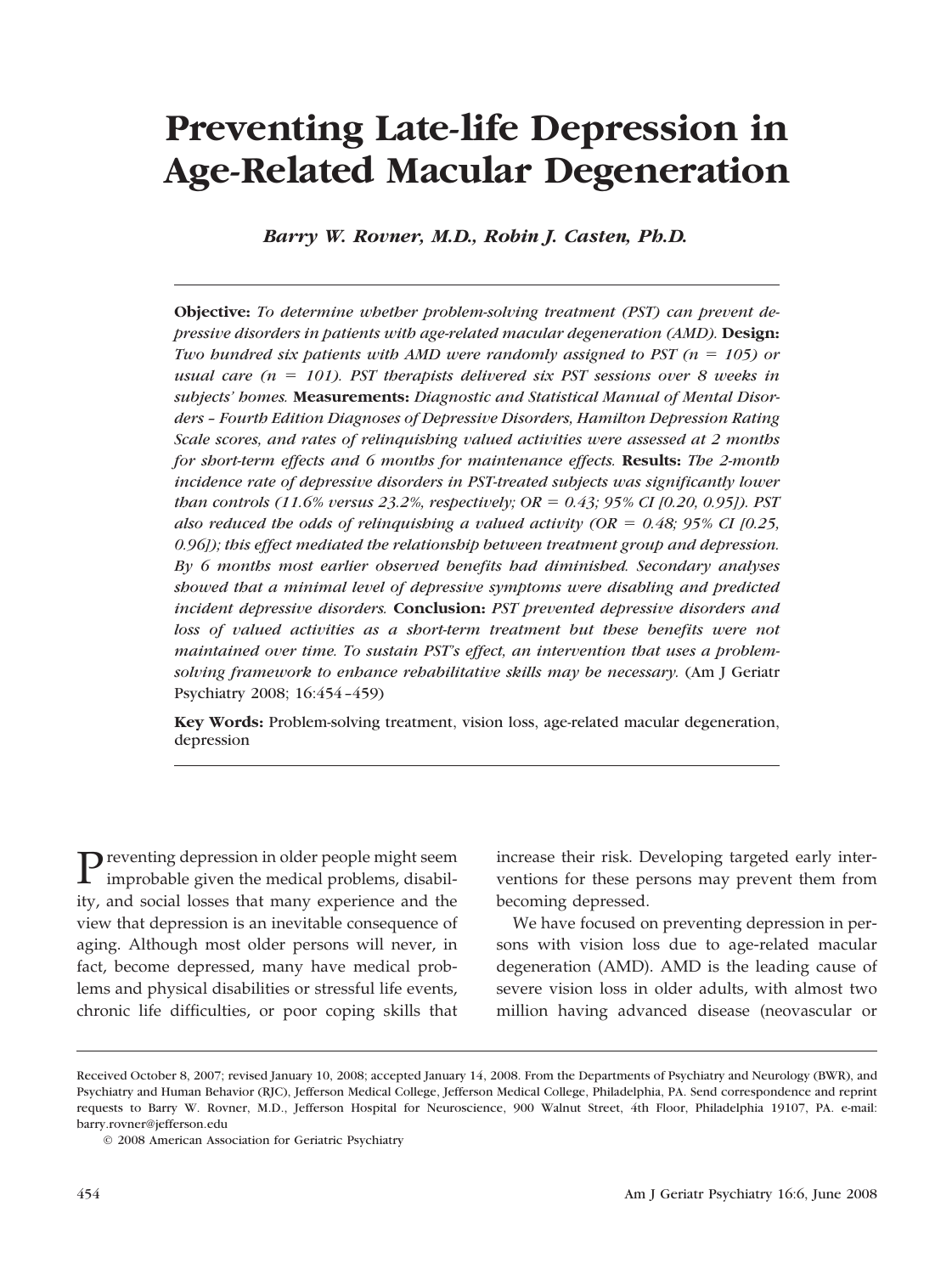# Preventing Late-life Depression in Age-Related Macular Degeneration

*Barry W. Rovner, M.D., Robin J. Casten, Ph.D.*

**Objective:** *To determine whether problem-solving treatment (PST) can prevent depressive disorders in patients with age-related macular degeneration (AMD).* **Design:** *Two hundred six patients with AMD were randomly assigned to PST (n = 105) or usual care (n = 101). PST therapists delivered six PST sessions over 8 weeks in subjects' homes.* **Measurements:** *Diagnostic and Statistical Manual of Mental Disorders – Fourth Edition Diagnoses of Depressive Disorders, Hamilton Depression Rating Scale scores, and rates of relinquishing valued activities were assessed at 2 months for short-term effects and 6 months for maintenance effects.* **Results:** *The 2-month incidence rate of depressive disorders in PST-treated subjects was significantly lower than controls (11.6% versus 23.2%, respectively; OR = 0.43; 95% CI [0.20, 0.95]). PST also reduced the odds of relinquishing a valued activity (OR = 0.48; 95% CI [0.25, 0.96]); this effect mediated the relationship between treatment group and depression. By 6 months most earlier observed benefits had diminished. Secondary analyses showed that a minimal level of depressive symptoms were disabling and predicted incident depressive disorders.* **Conclusion:** *PST prevented depressive disorders and loss of valued activities as a short-term treatment but these benefits were not maintained over time. To sustain PST's effect, an intervention that uses a problem-solving framework to enhance rehabilitative skills may be necessary.* (Am J Geriatr Psychiatry 2008; 16:454–459)

**Key Words:** Problem-solving treatment, vision loss, age-related macular degeneration, depression

Preventing depression in older people might seem improbable given the medical problems, disability, and social losses that many experience and the view that depression is an inevitable consequence of aging. Although most older persons will never, in fact, become depressed, many have medical problems and physical disabilities or stressful life events, chronic life difficulties, or poor coping skills that increase their risk. Developing targeted early interventions for these persons may prevent them from becoming depressed.

We have focused on preventing depression in persons with vision loss due to age-related macular degeneration (AMD). AMD is the leading cause of severe vision loss in older adults, with almost two million having advanced disease (neovascular or

Received October 8, 2007; revised January 10, 2008; accepted January 14, 2008. From the Departments of Psychiatry and Neurology (BWR), and Psychiatry and Human Behavior (RJC), Jefferson Medical College, Jefferson Medical College, Philadelphia, PA. Send correspondence and reprint requests to Barry W. Rovner, M.D., Jefferson Hospital for Neuroscience, 900 Walnut Street, 4th Floor, Philadelphia 19107, PA. e-mail: barry.rovner@jefferson.edu

© 2008 American Association for Geriatric Psychiatry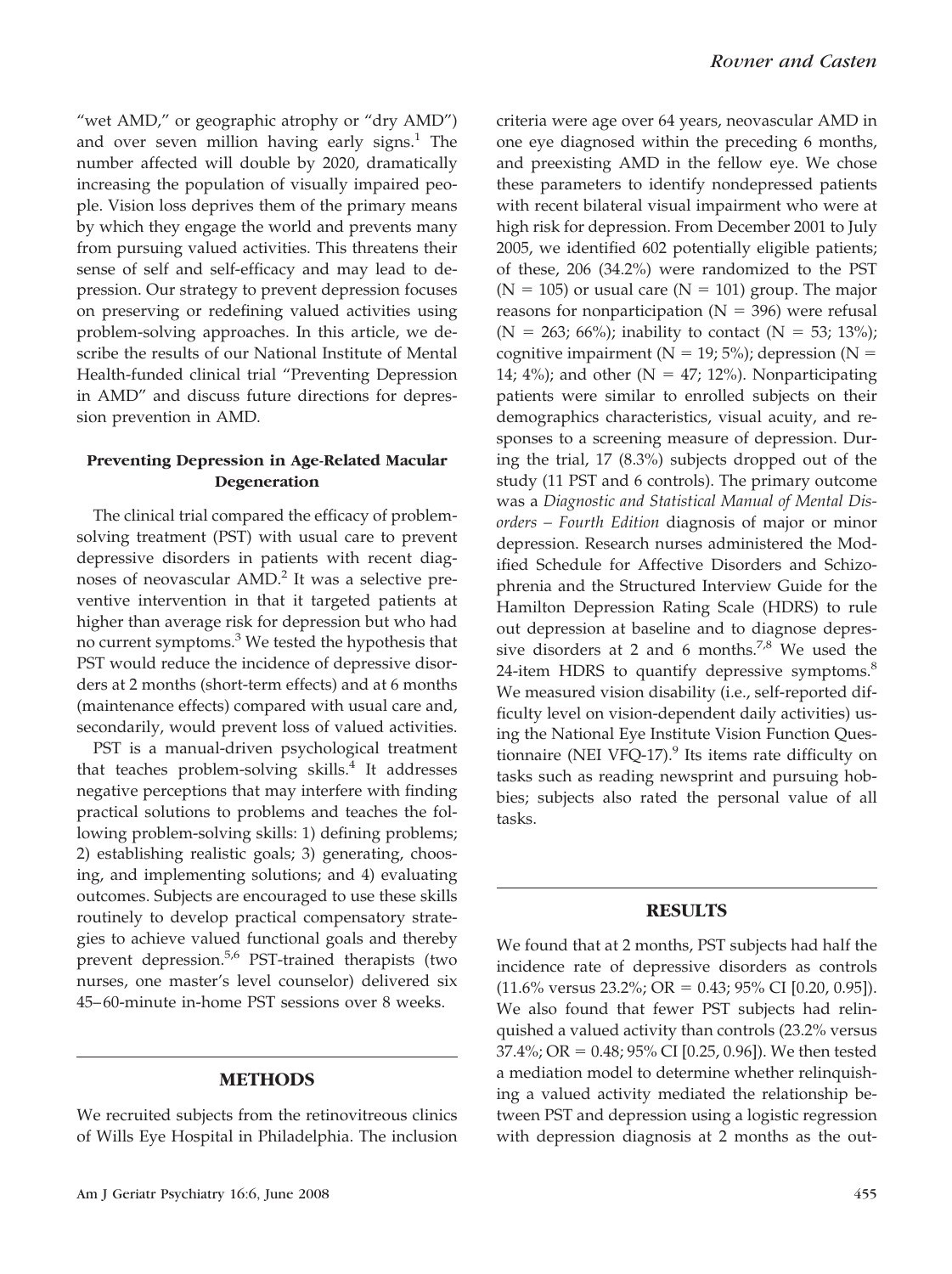"wet AMD," or geographic atrophy or "dry AMD") and over seven million having early signs.[1] The number affected will double by 2020, dramatically increasing the population of visually impaired people. Vision loss deprives them of the primary means by which they engage the world and prevents many from pursuing valued activities. This threatens their sense of self and self-efficacy and may lead to depression. Our strategy to prevent depression focuses on preserving or redefining valued activities using problem-solving approaches. In this article, we describe the results of our National Institute of Mental Health-funded clinical trial "Preventing Depression in AMD" and discuss future directions for depression prevention in AMD.

### Preventing Depression in Age-Related Macular Degeneration

The clinical trial compared the efficacy of problem-solving treatment (PST) with usual care to prevent depressive disorders in patients with recent diagnoses of neovascular AMD.[2] It was a selective preventive intervention in that it targeted patients at higher than average risk for depression but who had no current symptoms.[3] We tested the hypothesis that PST would reduce the incidence of depressive disorders at 2 months (short-term effects) and at 6 months (maintenance effects) compared with usual care and, secondarily, would prevent loss of valued activities.

PST is a manual-driven psychological treatment that teaches problem-solving skills.[4] It addresses negative perceptions that may interfere with finding practical solutions to problems and teaches the following problem-solving skills: 1) defining problems; 2) establishing realistic goals; 3) generating, choosing, and implementing solutions; and 4) evaluating outcomes. Subjects are encouraged to use these skills routinely to develop practical compensatory strategies to achieve valued functional goals and thereby prevent depression.[5,6] PST-trained therapists (two nurses, one master's level counselor) delivered six 45–60-minute in-home PST sessions over 8 weeks.

## METHODS

We recruited subjects from the retinovitreous clinics of Wills Eye Hospital in Philadelphia. The inclusion criteria were age over 64 years, neovascular AMD in one eye diagnosed within the preceding 6 months, and preexisting AMD in the fellow eye. We chose these parameters to identify nondepressed patients with recent bilateral visual impairment who were at high risk for depression. From December 2001 to July 2005, we identified 602 potentially eligible patients; of these, 206 (34.2%) were randomized to the PST (N = 105) or usual care (N = 101) group. The major reasons for nonparticipation (N = 396) were refusal (N = 263; 66%); inability to contact (N = 53; 13%); cognitive impairment (N = 19; 5%); depression (N = 14; 4%); and other (N = 47; 12%). Nonparticipating patients were similar to enrolled subjects on their demographics characteristics, visual acuity, and responses to a screening measure of depression. During the trial, 17 (8.3%) subjects dropped out of the study (11 PST and 6 controls). The primary outcome was a *Diagnostic and Statistical Manual of Mental Disorders – Fourth Edition* diagnosis of major or minor depression. Research nurses administered the Modified Schedule for Affective Disorders and Schizophrenia and the Structured Interview Guide for the Hamilton Depression Rating Scale (HDRS) to rule out depression at baseline and to diagnose depressive disorders at 2 and 6 months.[7,8] We used the 24-item HDRS to quantify depressive symptoms.[8] We measured vision disability (i.e., self-reported difficulty level on vision-dependent daily activities) using the National Eye Institute Vision Function Questionnaire (NEI VFQ-17).[9] Its items rate difficulty on tasks such as reading newsprint and pursuing hobbies; subjects also rated the personal value of all tasks.

## RESULTS

We found that at 2 months, PST subjects had half the incidence rate of depressive disorders as controls (11.6% versus 23.2%; OR = 0.43; 95% CI [0.20, 0.95]). We also found that fewer PST subjects had relinquished a valued activity than controls (23.2% versus 37.4%; OR = 0.48; 95% CI [0.25, 0.96]). We then tested a mediation model to determine whether relinquishing a valued activity mediated the relationship between PST and depression using a logistic regression with depression diagnosis at 2 months as the out-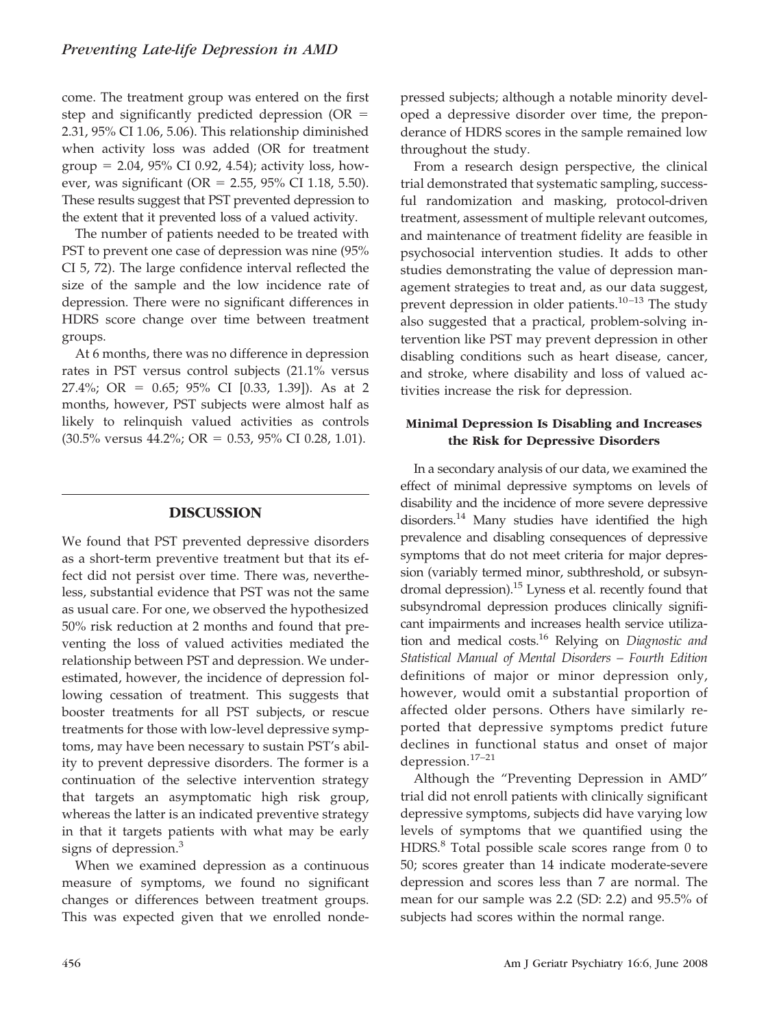come. The treatment group was entered on the first step and significantly predicted depression (OR = 2.31, 95% CI 1.06, 5.06). This relationship diminished when activity loss was added (OR for treatment group = 2.04, 95% CI 0.92, 4.54); activity loss, however, was significant (OR = 2.55, 95% CI 1.18, 5.50). These results suggest that PST prevented depression to the extent that it prevented loss of a valued activity.

The number of patients needed to be treated with PST to prevent one case of depression was nine (95% CI 5, 72). The large confidence interval reflected the size of the sample and the low incidence rate of depression. There were no significant differences in HDRS score change over time between treatment groups.

At 6 months, there was no difference in depression rates in PST versus control subjects (21.1% versus 27.4%; OR = 0.65; 95% CI [0.33, 1.39]). As at 2 months, however, PST subjects were almost half as likely to relinquish valued activities as controls (30.5% versus 44.2%; OR = 0.53, 95% CI 0.28, 1.01).

## DISCUSSION

We found that PST prevented depressive disorders as a short-term preventive treatment but that its effect did not persist over time. There was, nevertheless, substantial evidence that PST was not the same as usual care. For one, we observed the hypothesized 50% risk reduction at 2 months and found that preventing the loss of valued activities mediated the relationship between PST and depression. We underestimated, however, the incidence of depression following cessation of treatment. This suggests that booster treatments for all PST subjects, or rescue treatments for those with low-level depressive symptoms, may have been necessary to sustain PST's ability to prevent depressive disorders. The former is a continuation of the selective intervention strategy that targets an asymptomatic high risk group, whereas the latter is an indicated preventive strategy in that it targets patients with what may be early signs of depression.[3]

When we examined depression as a continuous measure of symptoms, we found no significant changes or differences between treatment groups. This was expected given that we enrolled nondepressed subjects; although a notable minority developed a depressive disorder over time, the preponderance of HDRS scores in the sample remained low throughout the study.

From a research design perspective, the clinical trial demonstrated that systematic sampling, successful randomization and masking, protocol-driven treatment, assessment of multiple relevant outcomes, and maintenance of treatment fidelity are feasible in psychosocial intervention studies. It adds to other studies demonstrating the value of depression management strategies to treat and, as our data suggest, prevent depression in older patients.[10–13] The study also suggested that a practical, problem-solving intervention like PST may prevent depression in other disabling conditions such as heart disease, cancer, and stroke, where disability and loss of valued activities increase the risk for depression.

### Minimal Depression Is Disabling and Increases the Risk for Depressive Disorders

In a secondary analysis of our data, we examined the effect of minimal depressive symptoms on levels of disability and the incidence of more severe depressive disorders.[14] Many studies have identified the high prevalence and disabling consequences of depressive symptoms that do not meet criteria for major depression (variably termed minor, subthreshold, or subsyndromal depression).[15] Lyness et al. recently found that subsyndromal depression produces clinically significant impairments and increases health service utilization and medical costs.[16] Relying on *Diagnostic and Statistical Manual of Mental Disorders – Fourth Edition* definitions of major or minor depression only, however, would omit a substantial proportion of affected older persons. Others have similarly reported that depressive symptoms predict future declines in functional status and onset of major depression.[17–21]

Although the "Preventing Depression in AMD" trial did not enroll patients with clinically significant depressive symptoms, subjects did have varying low levels of symptoms that we quantified using the HDRS.[8] Total possible scale scores range from 0 to 50; scores greater than 14 indicate moderate-severe depression and scores less than 7 are normal. The mean for our sample was 2.2 (SD: 2.2) and 95.5% of subjects had scores within the normal range.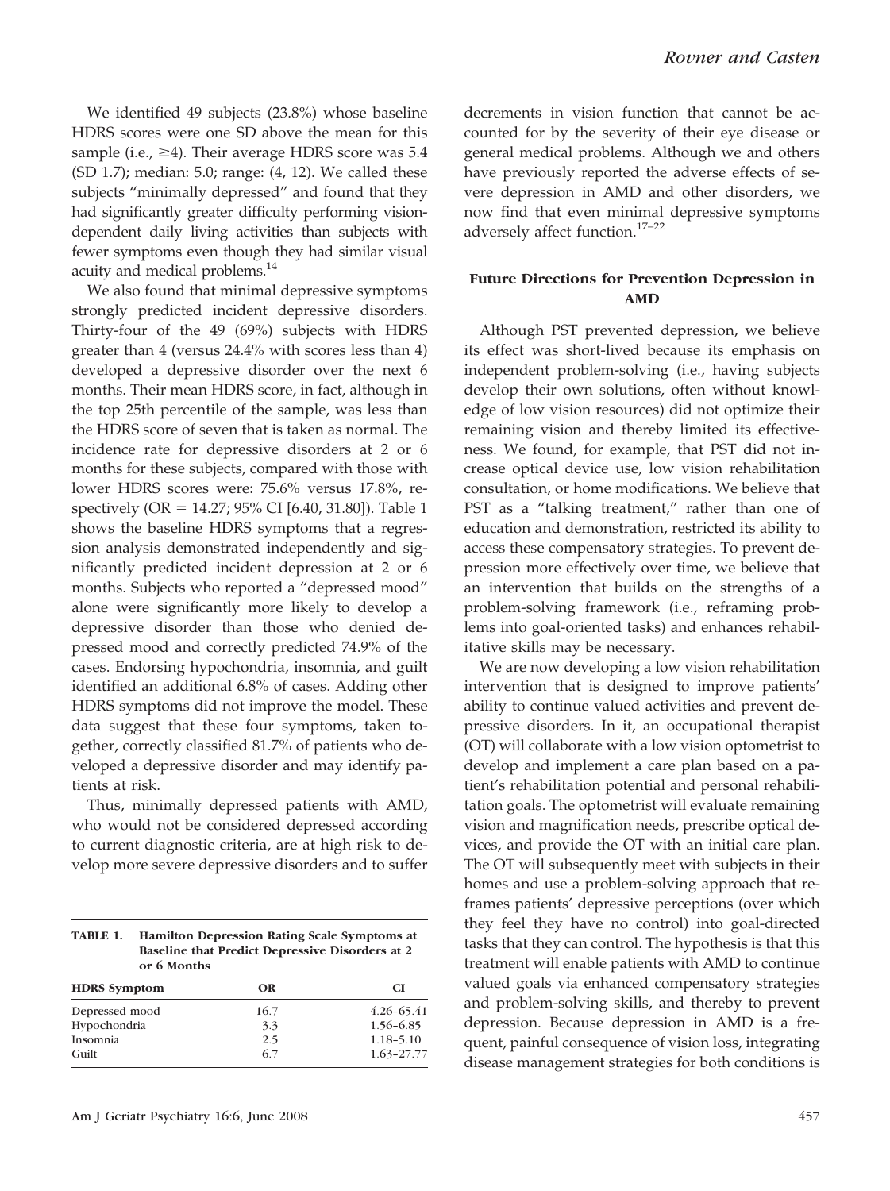We identified 49 subjects (23.8%) whose baseline HDRS scores were one SD above the mean for this sample (i.e., ≥4). Their average HDRS score was 5.4 (SD 1.7); median: 5.0; range: (4, 12). We called these subjects "minimally depressed" and found that they had significantly greater difficulty performing vision-dependent daily living activities than subjects with fewer symptoms even though they had similar visual acuity and medical problems.[14]

We also found that minimal depressive symptoms strongly predicted incident depressive disorders. Thirty-four of the 49 (69%) subjects with HDRS greater than 4 (versus 24.4% with scores less than 4) developed a depressive disorder over the next 6 months. Their mean HDRS score, in fact, although in the top 25th percentile of the sample, was less than the HDRS score of seven that is taken as normal. The incidence rate for depressive disorders at 2 or 6 months for these subjects, compared with those with lower HDRS scores were: 75.6% versus 17.8%, respectively (OR = 14.27; 95% CI [6.40, 31.80]). Table 1 shows the baseline HDRS symptoms that a regression analysis demonstrated independently and significantly predicted incident depression at 2 or 6 months. Subjects who reported a "depressed mood" alone were significantly more likely to develop a depressive disorder than those who denied depressed mood and correctly predicted 74.9% of the cases. Endorsing hypochondria, insomnia, and guilt identified an additional 6.8% of cases. Adding other HDRS symptoms did not improve the model. These data suggest that these four symptoms, taken together, correctly classified 81.7% of patients who developed a depressive disorder and may identify patients at risk.

Thus, minimally depressed patients with AMD, who would not be considered depressed according to current diagnostic criteria, are at high risk to develop more severe depressive disorders and to suffer decrements in vision function that cannot be accounted for by the severity of their eye disease or general medical problems. Although we and others have previously reported the adverse effects of severe depression in AMD and other disorders, we now find that even minimal depressive symptoms adversely affect function.[17–22]

**TABLE 1. Hamilton Depression Rating Scale Symptoms at Baseline that Predict Depressive Disorders at 2 or 6 Months**

| HDRS Symptom | OR | CI |
|---|---|---|
| Depressed mood | 16.7 | 4.26–65.41 |
| Hypochondria | 3.3 | 1.56–6.85 |
| Insomnia | 2.5 | 1.18–5.10 |
| Guilt | 6.7 | 1.63–27.77 |

### Future Directions for Prevention Depression in AMD

Although PST prevented depression, we believe its effect was short-lived because its emphasis on independent problem-solving (i.e., having subjects develop their own solutions, often without knowledge of low vision resources) did not optimize their remaining vision and thereby limited its effectiveness. We found, for example, that PST did not increase optical device use, low vision rehabilitation consultation, or home modifications. We believe that PST as a "talking treatment," rather than one of education and demonstration, restricted its ability to access these compensatory strategies. To prevent depression more effectively over time, we believe that an intervention that builds on the strengths of a problem-solving framework (i.e., reframing problems into goal-oriented tasks) and enhances rehabilitative skills may be necessary.

We are now developing a low vision rehabilitation intervention that is designed to improve patients' ability to continue valued activities and prevent depressive disorders. In it, an occupational therapist (OT) will collaborate with a low vision optometrist to develop and implement a care plan based on a patient's rehabilitation potential and personal rehabilitation goals. The optometrist will evaluate remaining vision and magnification needs, prescribe optical devices, and provide the OT with an initial care plan. The OT will subsequently meet with subjects in their homes and use a problem-solving approach that reframes patients' depressive perceptions (over which they feel they have no control) into goal-directed tasks that they can control. The hypothesis is that this treatment will enable patients with AMD to continue valued goals via enhanced compensatory strategies and problem-solving skills, and thereby to prevent depression. Because depression in AMD is a frequent, painful consequence of vision loss, integrating disease management strategies for both conditions is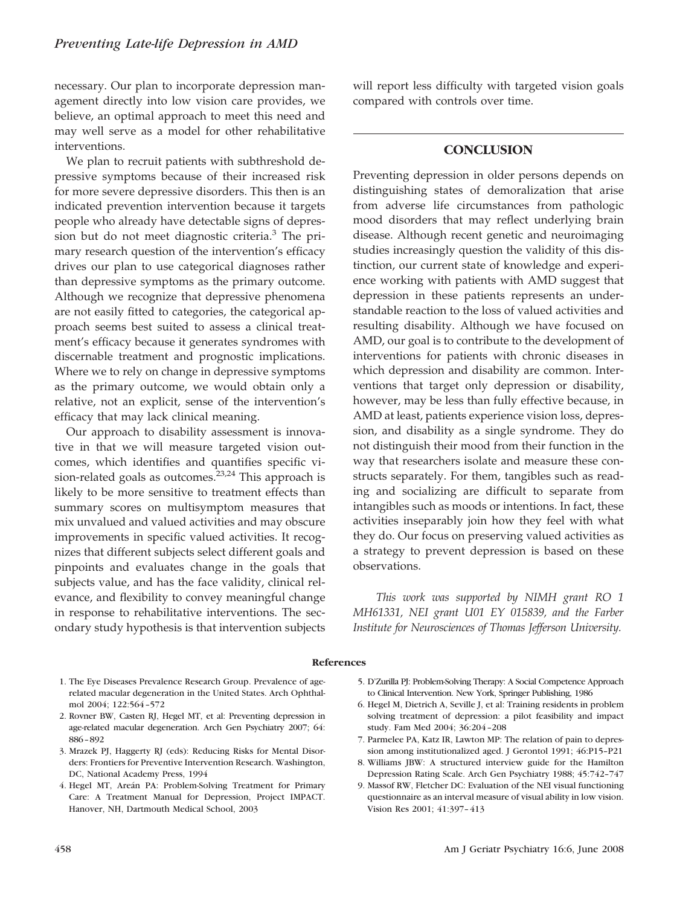necessary. Our plan to incorporate depression management directly into low vision care provides, we believe, an optimal approach to meet this need and may well serve as a model for other rehabilitative interventions.

We plan to recruit patients with subthreshold depressive symptoms because of their increased risk for more severe depressive disorders. This then is an indicated prevention intervention because it targets people who already have detectable signs of depression but do not meet diagnostic criteria.[3] The primary research question of the intervention's efficacy drives our plan to use categorical diagnoses rather than depressive symptoms as the primary outcome. Although we recognize that depressive phenomena are not easily fitted to categories, the categorical approach seems best suited to assess a clinical treatment's efficacy because it generates syndromes with discernable treatment and prognostic implications. Where we to rely on change in depressive symptoms as the primary outcome, we would obtain only a relative, not an explicit, sense of the intervention's efficacy that may lack clinical meaning.

Our approach to disability assessment is innovative in that we will measure targeted vision outcomes, which identifies and quantifies specific vision-related goals as outcomes.[23,24] This approach is likely to be more sensitive to treatment effects than summary scores on multisymptom measures that mix unvalued and valued activities and may obscure improvements in specific valued activities. It recognizes that different subjects select different goals and pinpoints and evaluates change in the goals that subjects value, and has the face validity, clinical relevance, and flexibility to convey meaningful change in response to rehabilitative interventions. The secondary study hypothesis is that intervention subjects will report less difficulty with targeted vision goals compared with controls over time.

## CONCLUSION

Preventing depression in older persons depends on distinguishing states of demoralization that arise from adverse life circumstances from pathologic mood disorders that may reflect underlying brain disease. Although recent genetic and neuroimaging studies increasingly question the validity of this distinction, our current state of knowledge and experience working with patients with AMD suggest that depression in these patients represents an understandable reaction to the loss of valued activities and resulting disability. Although we have focused on AMD, our goal is to contribute to the development of interventions for patients with chronic diseases in which depression and disability are common. Interventions that target only depression or disability, however, may be less than fully effective because, in AMD at least, patients experience vision loss, depression, and disability as a single syndrome. They do not distinguish their mood from their function in the way that researchers isolate and measure these constructs separately. For them, tangibles such as reading and socializing are difficult to separate from intangibles such as moods or intentions. In fact, these activities inseparably join how they feel with what they do. Our focus on preserving valued activities as a strategy to prevent depression is based on these observations.

*This work was supported by NIMH grant RO 1 MH61331, NEI grant U01 EY 015839, and the Farber Institute for Neurosciences of Thomas Jefferson University.*

### References

1. The Eye Diseases Prevalence Research Group. Prevalence of age-related macular degeneration in the United States. Arch Ophthalmol 2004; 122:564–572
2. Rovner BW, Casten RJ, Hegel MT, et al: Preventing depression in age-related macular degeneration. Arch Gen Psychiatry 2007; 64: 886–892
3. Mrazek PJ, Haggerty RJ (eds): Reducing Risks for Mental Disorders: Frontiers for Preventive Intervention Research. Washington, DC, National Academy Press, 1994
4. Hegel MT, Areán PA: Problem-Solving Treatment for Primary Care: A Treatment Manual for Depression, Project IMPACT. Hanover, NH, Dartmouth Medical School, 2003
5. D'Zurilla PJ: Problem-Solving Therapy: A Social Competence Approach to Clinical Intervention. New York, Springer Publishing, 1986
6. Hegel M, Dietrich A, Seville J, et al: Training residents in problem solving treatment of depression: a pilot feasibility and impact study. Fam Med 2004; 36:204–208
7. Parmelee PA, Katz IR, Lawton MP: The relation of pain to depression among institutionalized aged. J Gerontol 1991; 46:P15–P21
8. Williams JBW: A structured interview guide for the Hamilton Depression Rating Scale. Arch Gen Psychiatry 1988; 45:742–747
9. Massof RW, Fletcher DC: Evaluation of the NEI visual functioning questionnaire as an interval measure of visual ability in low vision. Vision Res 2001; 41:397–413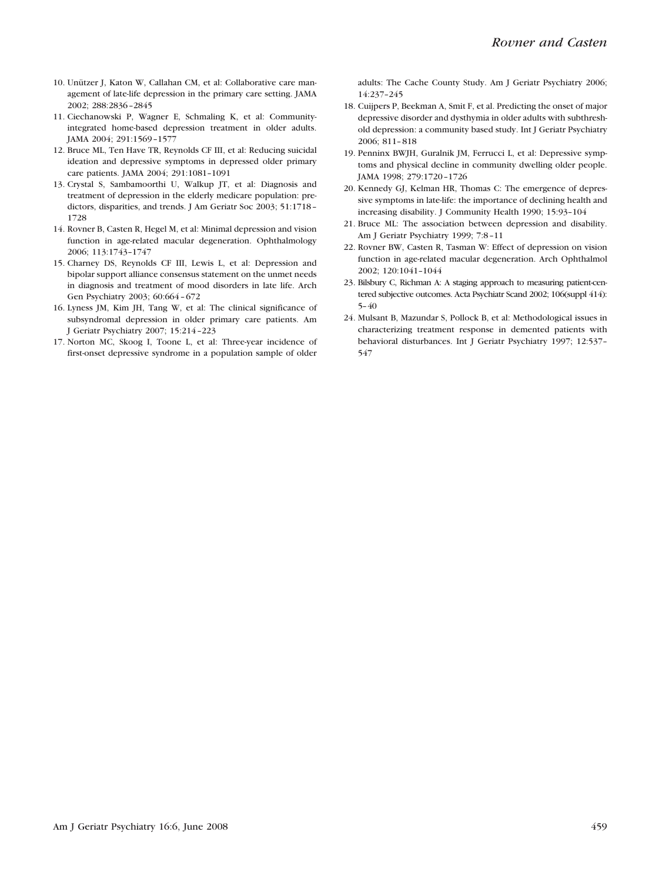10. Unützer J, Katon W, Callahan CM, et al: Collaborative care management of late-life depression in the primary care setting. JAMA 2002; 288:2836–2845
11. Ciechanowski P, Wagner E, Schmaling K, et al: Community-integrated home-based depression treatment in older adults. JAMA 2004; 291:1569–1577
12. Bruce ML, Ten Have TR, Reynolds CF III, et al: Reducing suicidal ideation and depressive symptoms in depressed older primary care patients. JAMA 2004; 291:1081–1091
13. Crystal S, Sambamoorthi U, Walkup JT, et al: Diagnosis and treatment of depression in the elderly medicare population: predictors, disparities, and trends. J Am Geriatr Soc 2003; 51:1718–1728
14. Rovner B, Casten R, Hegel M, et al: Minimal depression and vision function in age-related macular degeneration. Ophthalmology 2006; 113:1743–1747
15. Charney DS, Reynolds CF III, Lewis L, et al: Depression and bipolar support alliance consensus statement on the unmet needs in diagnosis and treatment of mood disorders in late life. Arch Gen Psychiatry 2003; 60:664–672
16. Lyness JM, Kim JH, Tang W, et al: The clinical significance of subsyndromal depression in older primary care patients. Am J Geriatr Psychiatry 2007; 15:214–223
17. Norton MC, Skoog I, Toone L, et al: Three-year incidence of first-onset depressive syndrome in a population sample of older adults: The Cache County Study. Am J Geriatr Psychiatry 2006; 14:237–245
18. Cuijpers P, Beekman A, Smit F, et al. Predicting the onset of major depressive disorder and dysthymia in older adults with subthreshold depression: a community based study. Int J Geriatr Psychiatry 2006; 811–818
19. Penninx BWJH, Guralnik JM, Ferrucci L, et al: Depressive symptoms and physical decline in community dwelling older people. JAMA 1998; 279:1720–1726
20. Kennedy GJ, Kelman HR, Thomas C: The emergence of depressive symptoms in late-life: the importance of declining health and increasing disability. J Community Health 1990; 15:93–104
21. Bruce ML: The association between depression and disability. Am J Geriatr Psychiatry 1999; 7:8–11
22. Rovner BW, Casten R, Tasman W: Effect of depression on vision function in age-related macular degeneration. Arch Ophthalmol 2002; 120:1041–1044
23. Bilsbury C, Richman A: A staging approach to measuring patient-centered subjective outcomes. Acta Psychiatr Scand 2002; 106(suppl 414): 5–40
24. Mulsant B, Mazundar S, Pollock B, et al: Methodological issues in characterizing treatment response in demented patients with behavioral disturbances. Int J Geriatr Psychiatry 1997; 12:537–547